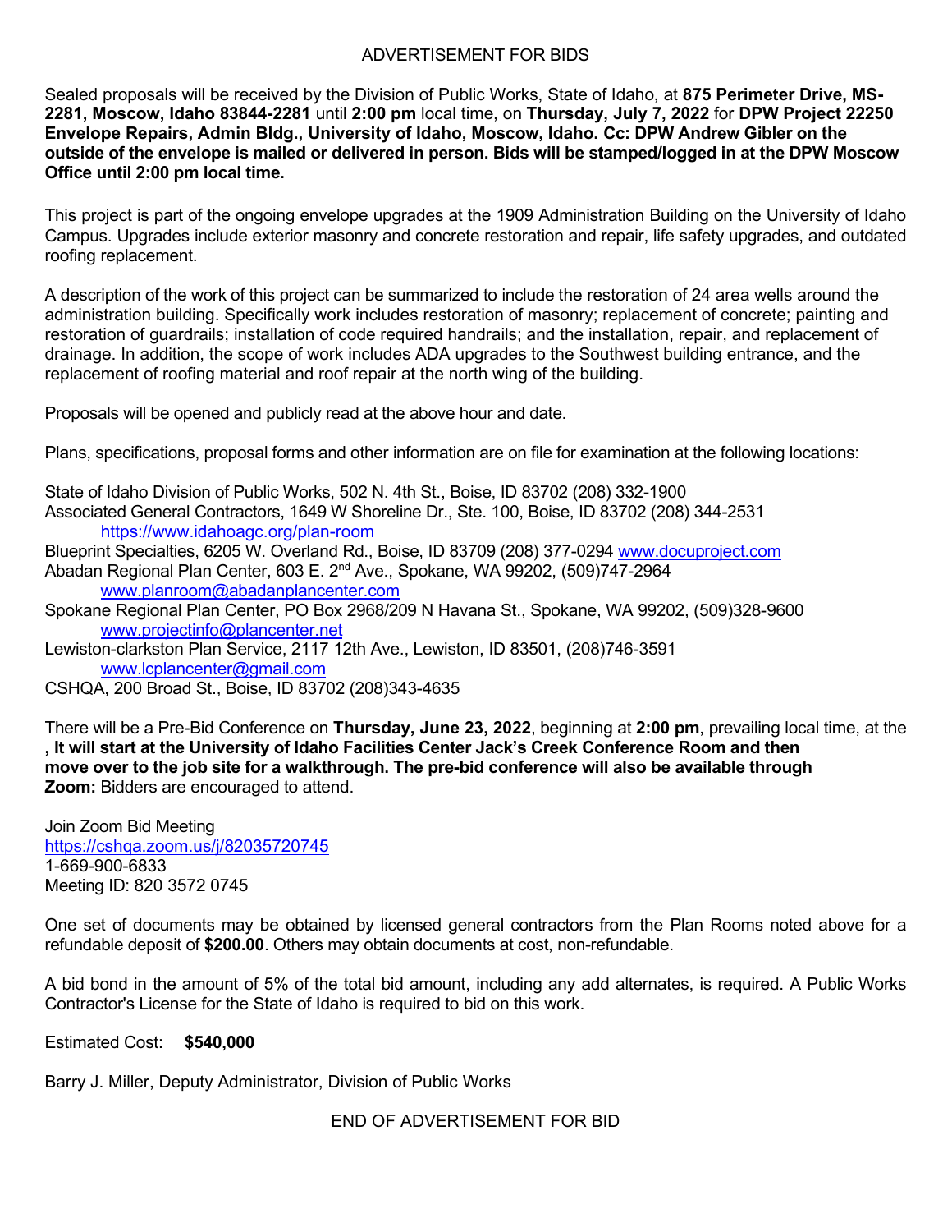# ADVERTISEMENT FOR BIDS

Sealed proposals will be received by the Division of Public Works, State of Idaho, at **875 Perimeter Drive, MS-2281, Moscow, Idaho 83844-2281** until **2:00 pm** local time, on **Thursday, July 7, 2022** for **DPW Project 22250 Envelope Repairs, Admin Bldg., University of Idaho, Moscow, Idaho. Cc: DPW Andrew Gibler on the outside of the envelope is mailed or delivered in person. Bids will be stamped/logged in at the DPW Moscow Office until 2:00 pm local time.**

This project is part of the ongoing envelope upgrades at the 1909 Administration Building on the University of Idaho Campus. Upgrades include exterior masonry and concrete restoration and repair, life safety upgrades, and outdated roofing replacement.

A description of the work of this project can be summarized to include the restoration of 24 area wells around the administration building. Specifically work includes restoration of masonry; replacement of concrete; painting and restoration of guardrails; installation of code required handrails; and the installation, repair, and replacement of drainage. In addition, the scope of work includes ADA upgrades to the Southwest building entrance, and the replacement of roofing material and roof repair at the north wing of the building.

Proposals will be opened and publicly read at the above hour and date.

Plans, specifications, proposal forms and other information are on file for examination at the following locations:

State of Idaho Division of Public Works, 502 N. 4th St., Boise, ID 83702 (208) 332-1900
Associated General Contractors, 1649 W Shoreline Dr., Ste. 100, Boise, ID 83702 (208) 344-2531
https://www.idahoagc.org/plan-room
Blueprint Specialties, 6205 W. Overland Rd., Boise, ID 83709 (208) 377-0294 www.docuproject.com
Abadan Regional Plan Center, 603 E. 2nd Ave., Spokane, WA 99202, (509)747-2964
www.planroom@abadanplancenter.com
Spokane Regional Plan Center, PO Box 2968/209 N Havana St., Spokane, WA 99202, (509)328-9600
www.projectinfo@plancenter.net
Lewiston-clarkston Plan Service, 2117 12th Ave., Lewiston, ID 83501, (208)746-3591
www.lcplancenter@gmail.com
CSHQA, 200 Broad St., Boise, ID 83702 (208)343-4635

There will be a Pre-Bid Conference on **Thursday, June 23, 2022**, beginning at **2:00 pm**, prevailing local time, at the **, It will start at the University of Idaho Facilities Center Jack's Creek Conference Room and then move over to the job site for a walkthrough. The pre-bid conference will also be available through Zoom:** Bidders are encouraged to attend.

Join Zoom Bid Meeting
https://cshqa.zoom.us/j/82035720745
1-669-900-6833
Meeting ID: 820 3572 0745

One set of documents may be obtained by licensed general contractors from the Plan Rooms noted above for a refundable deposit of **$200.00**. Others may obtain documents at cost, non-refundable.

A bid bond in the amount of 5% of the total bid amount, including any add alternates, is required. A Public Works Contractor's License for the State of Idaho is required to bid on this work.

Estimated Cost: **$540,000**

Barry J. Miller, Deputy Administrator, Division of Public Works

END OF ADVERTISEMENT FOR BID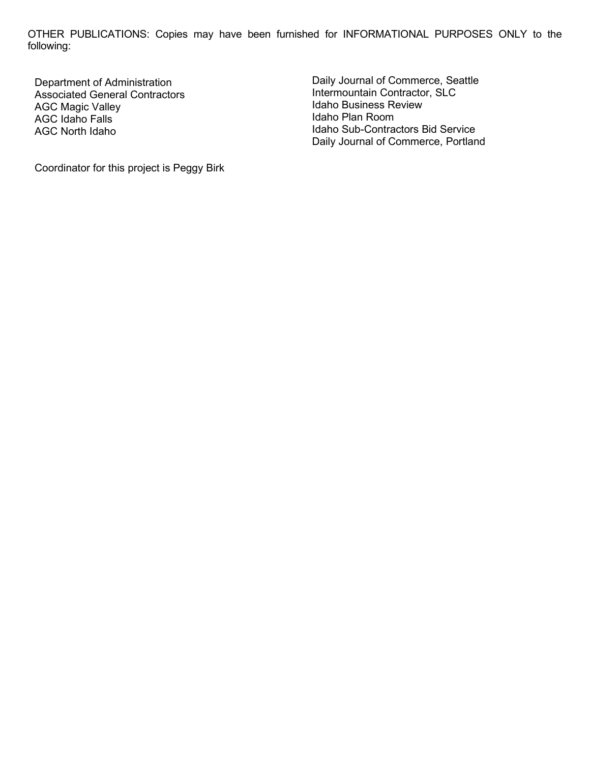OTHER PUBLICATIONS: Copies may have been furnished for INFORMATIONAL PURPOSES ONLY to the following:

Department of Administration
Associated General Contractors
AGC Magic Valley
AGC Idaho Falls
AGC North Idaho

Daily Journal of Commerce, Seattle
Intermountain Contractor, SLC
Idaho Business Review
Idaho Plan Room
Idaho Sub-Contractors Bid Service
Daily Journal of Commerce, Portland

Coordinator for this project is Peggy Birk